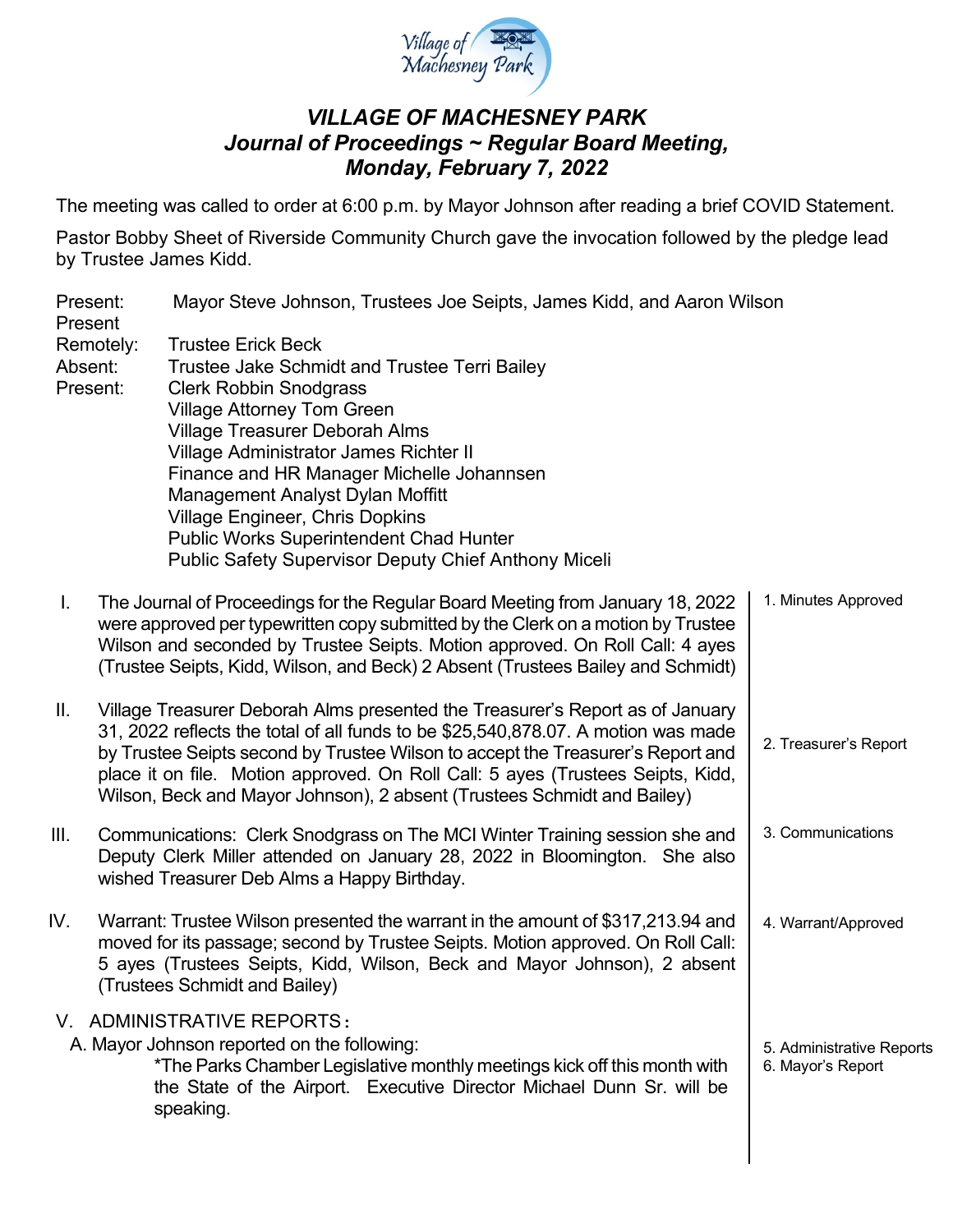# *VILLAGE OF MACHESNEY PARK*
## *Journal of Proceedings ~ Regular Board Meeting, Monday, February 7, 2022*

The meeting was called to order at 6:00 p.m. by Mayor Johnson after reading a brief COVID Statement.

Pastor Bobby Sheet of Riverside Community Church gave the invocation followed by the pledge lead by Trustee James Kidd.

Present: Mayor Steve Johnson, Trustees Joe Seipts, James Kidd, and Aaron Wilson
Present Remotely: Trustee Erick Beck
Absent: Trustee Jake Schmidt and Trustee Terri Bailey
Present: Clerk Robbin Snodgrass
Village Attorney Tom Green
Village Treasurer Deborah Alms
Village Administrator James Richter II
Finance and HR Manager Michelle Johannsen
Management Analyst Dylan Moffitt
Village Engineer, Chris Dopkins
Public Works Superintendent Chad Hunter
Public Safety Supervisor Deputy Chief Anthony Miceli

I. The Journal of Proceedings for the Regular Board Meeting from January 18, 2022 were approved per typewritten copy submitted by the Clerk on a motion by Trustee Wilson and seconded by Trustee Seipts. Motion approved. On Roll Call: 4 ayes (Trustee Seipts, Kidd, Wilson, and Beck) 2 Absent (Trustees Bailey and Schmidt)

1. Minutes Approved

II. Village Treasurer Deborah Alms presented the Treasurer's Report as of January 31, 2022 reflects the total of all funds to be $25,540,878.07. A motion was made by Trustee Seipts second by Trustee Wilson to accept the Treasurer's Report and place it on file. Motion approved. On Roll Call: 5 ayes (Trustees Seipts, Kidd, Wilson, Beck and Mayor Johnson), 2 absent (Trustees Schmidt and Bailey)

2. Treasurer's Report

III. Communications: Clerk Snodgrass on The MCI Winter Training session she and Deputy Clerk Miller attended on January 28, 2022 in Bloomington. She also wished Treasurer Deb Alms a Happy Birthday.

3. Communications

IV. Warrant: Trustee Wilson presented the warrant in the amount of $317,213.94 and moved for its passage; second by Trustee Seipts. Motion approved. On Roll Call: 5 ayes (Trustees Seipts, Kidd, Wilson, Beck and Mayor Johnson), 2 absent (Trustees Schmidt and Bailey)

4. Warrant/Approved

V. ADMINISTRATIVE REPORTS:

A. Mayor Johnson reported on the following:

*The Parks Chamber Legislative monthly meetings kick off this month with the State of the Airport. Executive Director Michael Dunn Sr. will be speaking.

5. Administrative Reports
6. Mayor's Report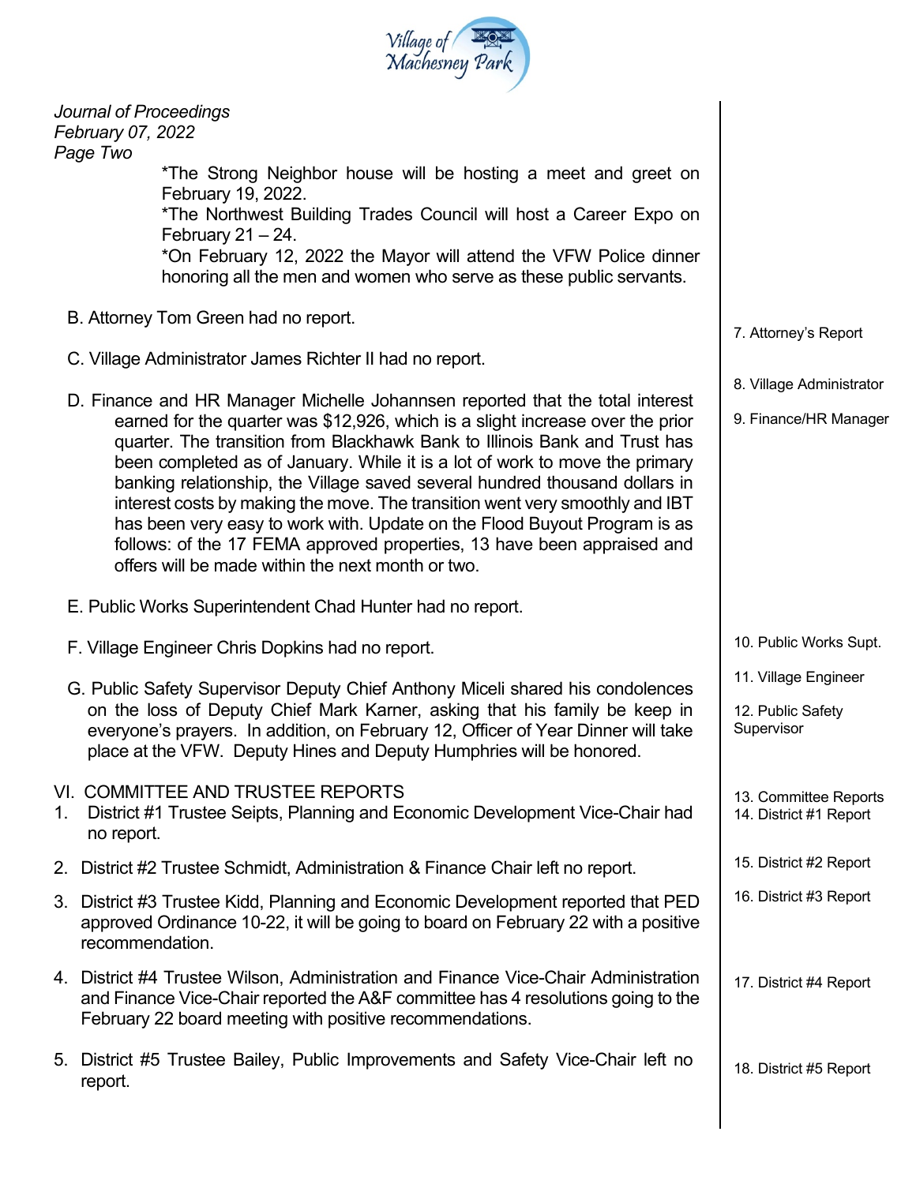*Journal of Proceedings*
*February 07, 2022*
*Page Two*

*The Strong Neighbor house will be hosting a meet and greet on February 19, 2022.
*The Northwest Building Trades Council will host a Career Expo on February 21 – 24.
*On February 12, 2022 the Mayor will attend the VFW Police dinner honoring all the men and women who serve as these public servants.

B. Attorney Tom Green had no report. — 7. Attorney's Report

C. Village Administrator James Richter II had no report. — 8. Village Administrator

D. Finance and HR Manager Michelle Johannsen reported that the total interest earned for the quarter was $12,926, which is a slight increase over the prior quarter. The transition from Blackhawk Bank to Illinois Bank and Trust has been completed as of January. While it is a lot of work to move the primary banking relationship, the Village saved several hundred thousand dollars in interest costs by making the move. The transition went very smoothly and IBT has been very easy to work with. Update on the Flood Buyout Program is as follows: of the 17 FEMA approved properties, 13 have been appraised and offers will be made within the next month or two. — 9. Finance/HR Manager

E. Public Works Superintendent Chad Hunter had no report. — 10. Public Works Supt.

F. Village Engineer Chris Dopkins had no report. — 11. Village Engineer

G. Public Safety Supervisor Deputy Chief Anthony Miceli shared his condolences on the loss of Deputy Chief Mark Karner, asking that his family be keep in everyone's prayers. In addition, on February 12, Officer of Year Dinner will take place at the VFW. Deputy Hines and Deputy Humphries will be honored. — 12. Public Safety Supervisor

VI. COMMITTEE AND TRUSTEE REPORTS — 13. Committee Reports

1. District #1 Trustee Seipts, Planning and Economic Development Vice-Chair had no report. — 14. District #1 Report
2. District #2 Trustee Schmidt, Administration & Finance Chair left no report. — 15. District #2 Report
3. District #3 Trustee Kidd, Planning and Economic Development reported that PED approved Ordinance 10-22, it will be going to board on February 22 with a positive recommendation. — 16. District #3 Report
4. District #4 Trustee Wilson, Administration and Finance Vice-Chair Administration and Finance Vice-Chair reported the A&F committee has 4 resolutions going to the February 22 board meeting with positive recommendations. — 17. District #4 Report
5. District #5 Trustee Bailey, Public Improvements and Safety Vice-Chair left no report. — 18. District #5 Report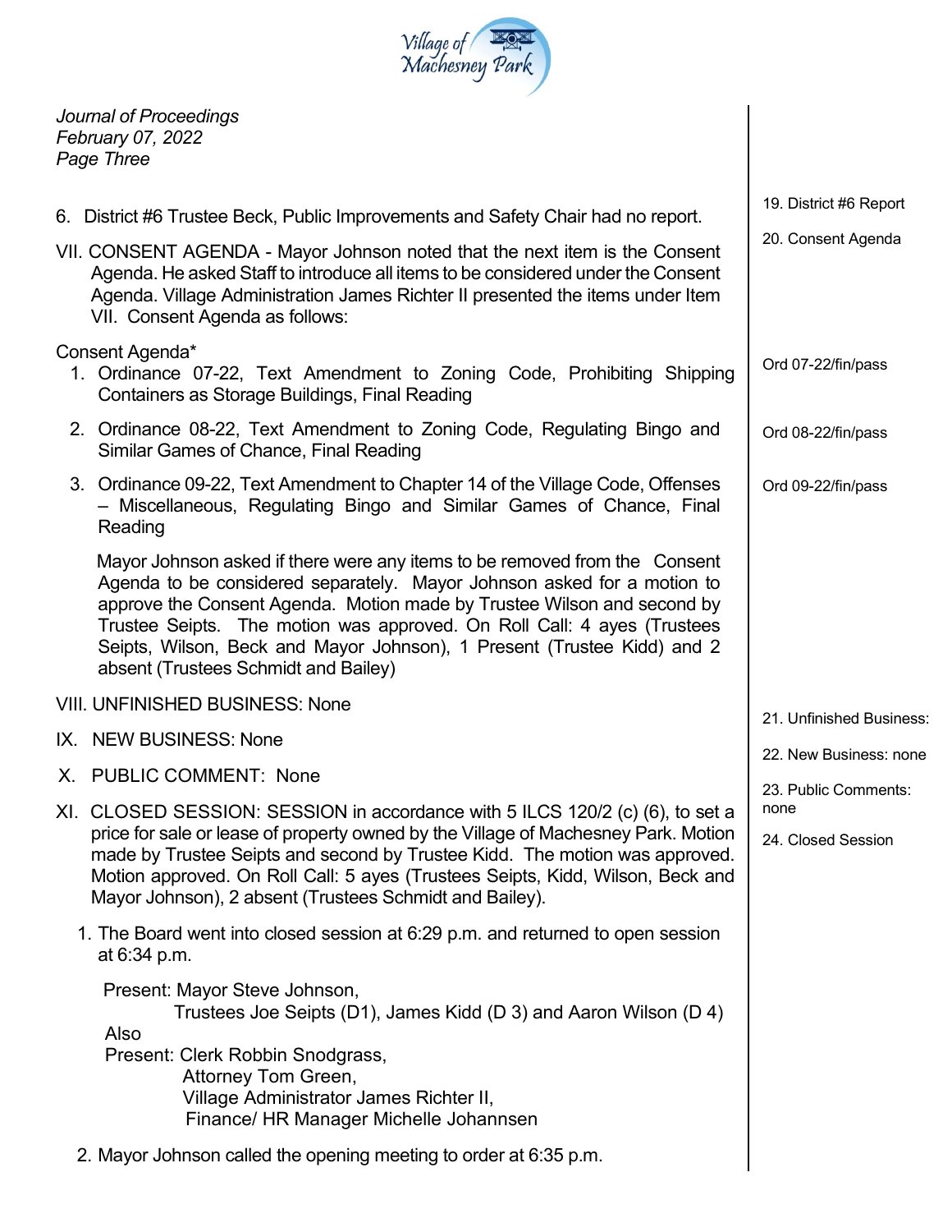*Journal of Proceedings*
*February 07, 2022*
*Page Three*

6. District #6 Trustee Beck, Public Improvements and Safety Chair had no report.

19. District #6 Report

VII. CONSENT AGENDA - Mayor Johnson noted that the next item is the Consent Agenda. He asked Staff to introduce all items to be considered under the Consent Agenda. Village Administration James Richter II presented the items under Item VII. Consent Agenda as follows:

20. Consent Agenda

Consent Agenda*

1. Ordinance 07-22, Text Amendment to Zoning Code, Prohibiting Shipping Containers as Storage Buildings, Final Reading

Ord 07-22/fin/pass

2. Ordinance 08-22, Text Amendment to Zoning Code, Regulating Bingo and Similar Games of Chance, Final Reading

Ord 08-22/fin/pass

3. Ordinance 09-22, Text Amendment to Chapter 14 of the Village Code, Offenses – Miscellaneous, Regulating Bingo and Similar Games of Chance, Final Reading

Ord 09-22/fin/pass

Mayor Johnson asked if there were any items to be removed from the Consent Agenda to be considered separately. Mayor Johnson asked for a motion to approve the Consent Agenda. Motion made by Trustee Wilson and second by Trustee Seipts. The motion was approved. On Roll Call: 4 ayes (Trustees Seipts, Wilson, Beck and Mayor Johnson), 1 Present (Trustee Kidd) and 2 absent (Trustees Schmidt and Bailey)

VIII. UNFINISHED BUSINESS: None

21. Unfinished Business:

IX. NEW BUSINESS: None

22. New Business: none

X. PUBLIC COMMENT: None

23. Public Comments: none

XI. CLOSED SESSION: SESSION in accordance with 5 ILCS 120/2 (c) (6), to set a price for sale or lease of property owned by the Village of Machesney Park. Motion made by Trustee Seipts and second by Trustee Kidd. The motion was approved. Motion approved. On Roll Call: 5 ayes (Trustees Seipts, Kidd, Wilson, Beck and Mayor Johnson), 2 absent (Trustees Schmidt and Bailey).

24. Closed Session

1. The Board went into closed session at 6:29 p.m. and returned to open session at 6:34 p.m.

   Present: Mayor Steve Johnson,
   Trustees Joe Seipts (D1), James Kidd (D 3) and Aaron Wilson (D 4)

   Also
   Present: Clerk Robbin Snodgrass,
   Attorney Tom Green,
   Village Administrator James Richter II,
   Finance/ HR Manager Michelle Johannsen

2. Mayor Johnson called the opening meeting to order at 6:35 p.m.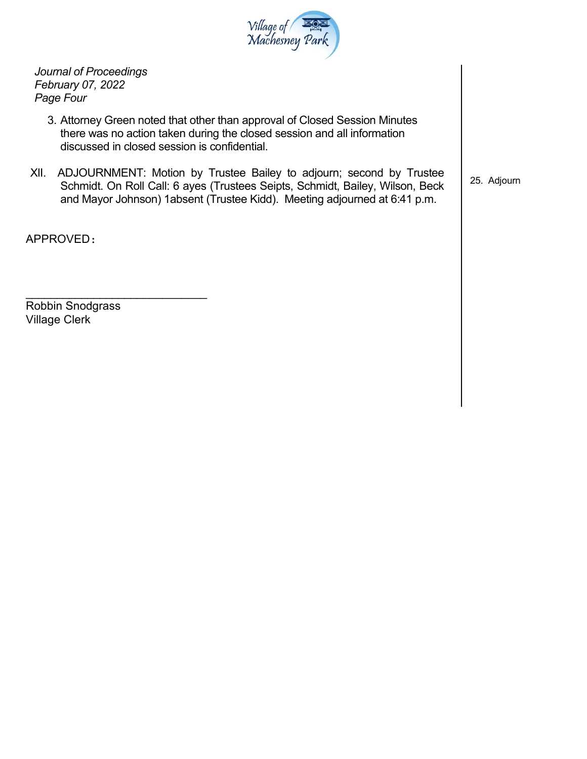3. Attorney Green noted that other than approval of Closed Session Minutes there was no action taken during the closed session and all information discussed in closed session is confidential.

XII. ADJOURNMENT: Motion by Trustee Bailey to adjourn; second by Trustee Schmidt. On Roll Call: 6 ayes (Trustees Seipts, Schmidt, Bailey, Wilson, Beck and Mayor Johnson) 1absent (Trustee Kidd). Meeting adjourned at 6:41 p.m.

25. Adjourn

APPROVED：

\_\_\_\_\_\_\_\_\_\_\_\_\_\_\_\_\_\_\_\_\_\_\_\_\_\_\_\_\_\_

Robbin Snodgrass
Village Clerk